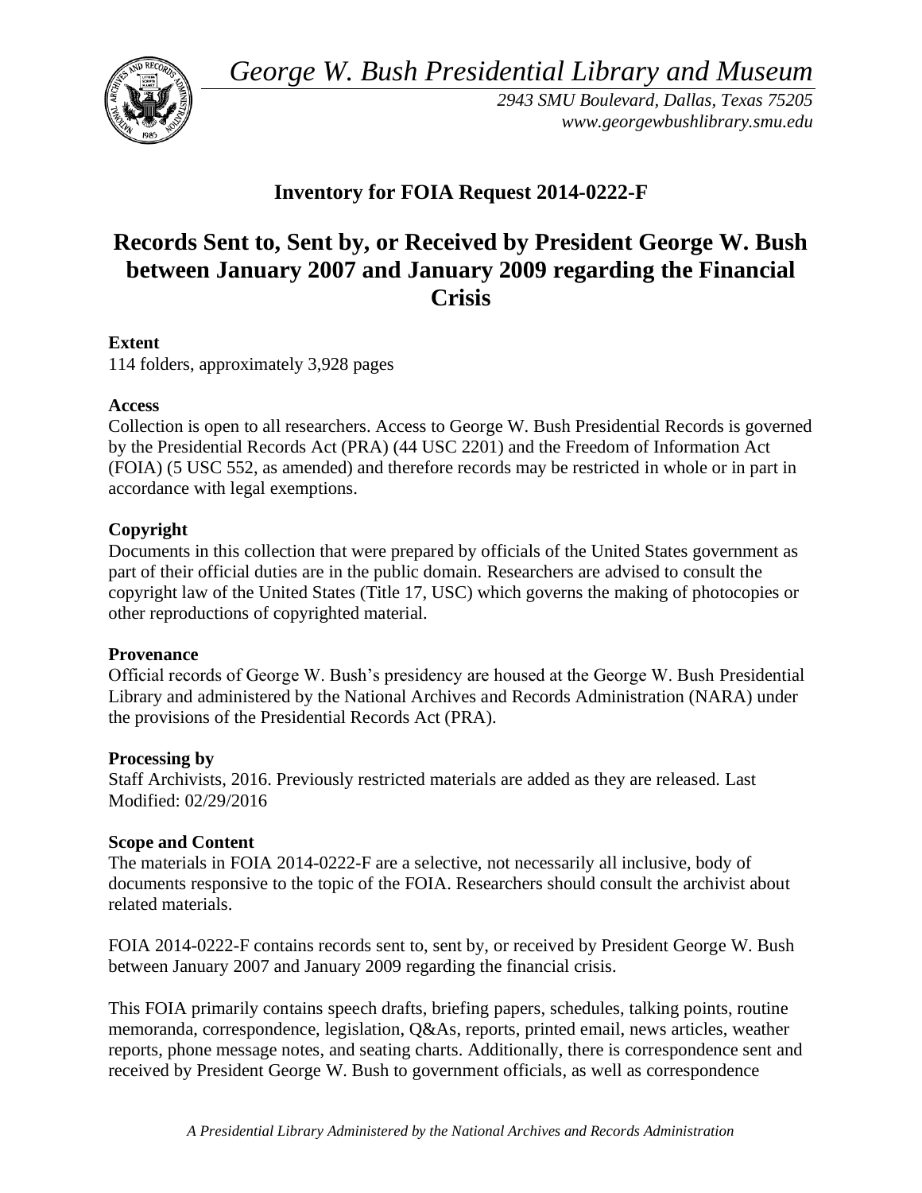*George W. Bush Presidential Library and Museum*

*2943 SMU Boulevard, Dallas, Texas 75205*
*www.georgewbushlibrary.smu.edu*

## Inventory for FOIA Request 2014-0222-F

# Records Sent to, Sent by, or Received by President George W. Bush between January 2007 and January 2009 regarding the Financial Crisis

**Extent**
114 folders, approximately 3,928 pages

**Access**
Collection is open to all researchers. Access to George W. Bush Presidential Records is governed by the Presidential Records Act (PRA) (44 USC 2201) and the Freedom of Information Act (FOIA) (5 USC 552, as amended) and therefore records may be restricted in whole or in part in accordance with legal exemptions.

**Copyright**
Documents in this collection that were prepared by officials of the United States government as part of their official duties are in the public domain. Researchers are advised to consult the copyright law of the United States (Title 17, USC) which governs the making of photocopies or other reproductions of copyrighted material.

**Provenance**
Official records of George W. Bush's presidency are housed at the George W. Bush Presidential Library and administered by the National Archives and Records Administration (NARA) under the provisions of the Presidential Records Act (PRA).

**Processing by**
Staff Archivists, 2016. Previously restricted materials are added as they are released. Last Modified: 02/29/2016

**Scope and Content**
The materials in FOIA 2014-0222-F are a selective, not necessarily all inclusive, body of documents responsive to the topic of the FOIA. Researchers should consult the archivist about related materials.

FOIA 2014-0222-F contains records sent to, sent by, or received by President George W. Bush between January 2007 and January 2009 regarding the financial crisis.

This FOIA primarily contains speech drafts, briefing papers, schedules, talking points, routine memoranda, correspondence, legislation, Q&As, reports, printed email, news articles, weather reports, phone message notes, and seating charts. Additionally, there is correspondence sent and received by President George W. Bush to government officials, as well as correspondence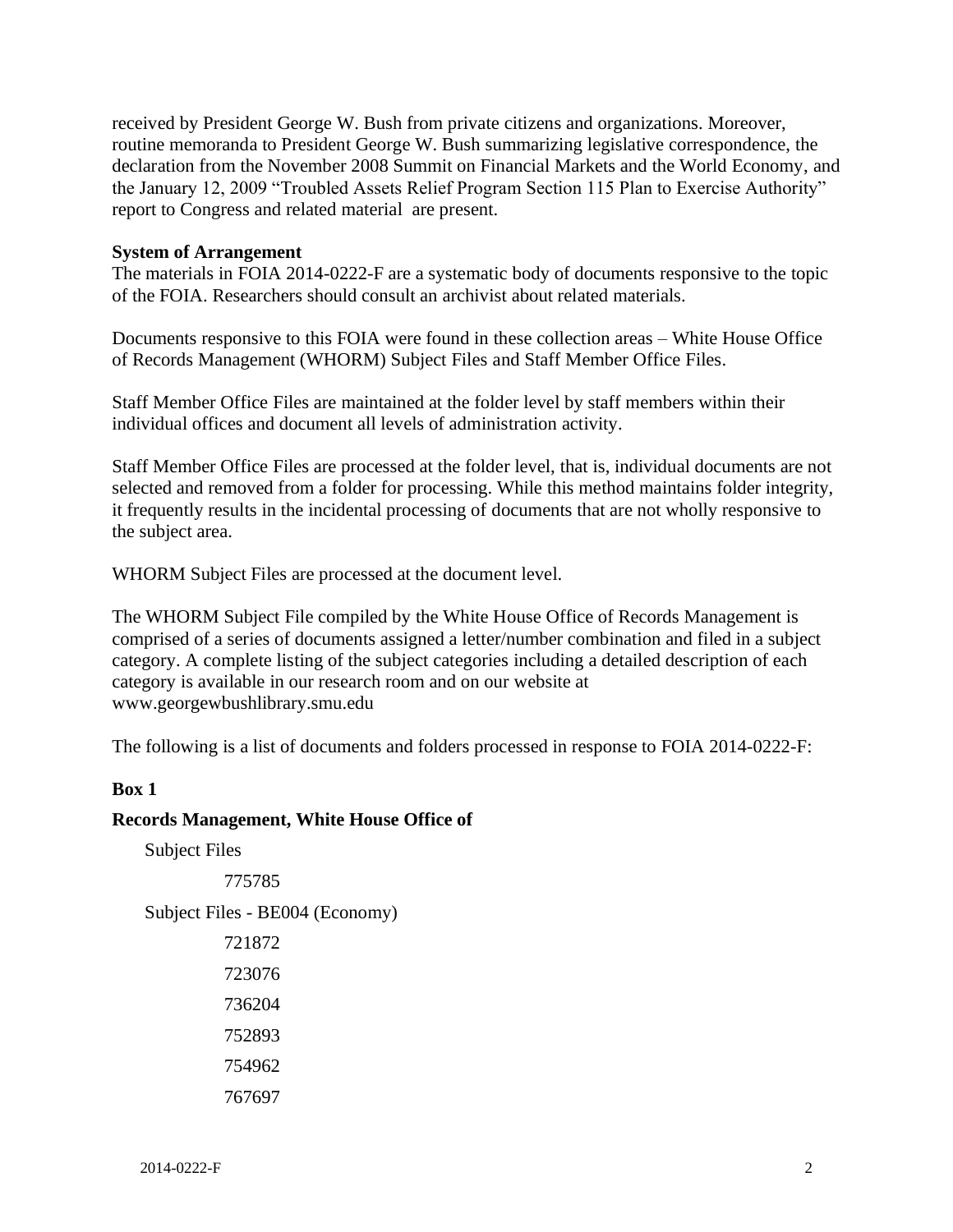received by President George W. Bush from private citizens and organizations. Moreover, routine memoranda to President George W. Bush summarizing legislative correspondence, the declaration from the November 2008 Summit on Financial Markets and the World Economy, and the January 12, 2009 "Troubled Assets Relief Program Section 115 Plan to Exercise Authority" report to Congress and related material are present.

**System of Arrangement**

The materials in FOIA 2014-0222-F are a systematic body of documents responsive to the topic of the FOIA. Researchers should consult an archivist about related materials.

Documents responsive to this FOIA were found in these collection areas – White House Office of Records Management (WHORM) Subject Files and Staff Member Office Files.

Staff Member Office Files are maintained at the folder level by staff members within their individual offices and document all levels of administration activity.

Staff Member Office Files are processed at the folder level, that is, individual documents are not selected and removed from a folder for processing. While this method maintains folder integrity, it frequently results in the incidental processing of documents that are not wholly responsive to the subject area.

WHORM Subject Files are processed at the document level.

The WHORM Subject File compiled by the White House Office of Records Management is comprised of a series of documents assigned a letter/number combination and filed in a subject category. A complete listing of the subject categories including a detailed description of each category is available in our research room and on our website at www.georgewbushlibrary.smu.edu

The following is a list of documents and folders processed in response to FOIA 2014-0222-F:

**Box 1**

**Records Management, White House Office of**

Subject Files

775785

Subject Files - BE004 (Economy)

721872

723076

736204

752893

754962

767697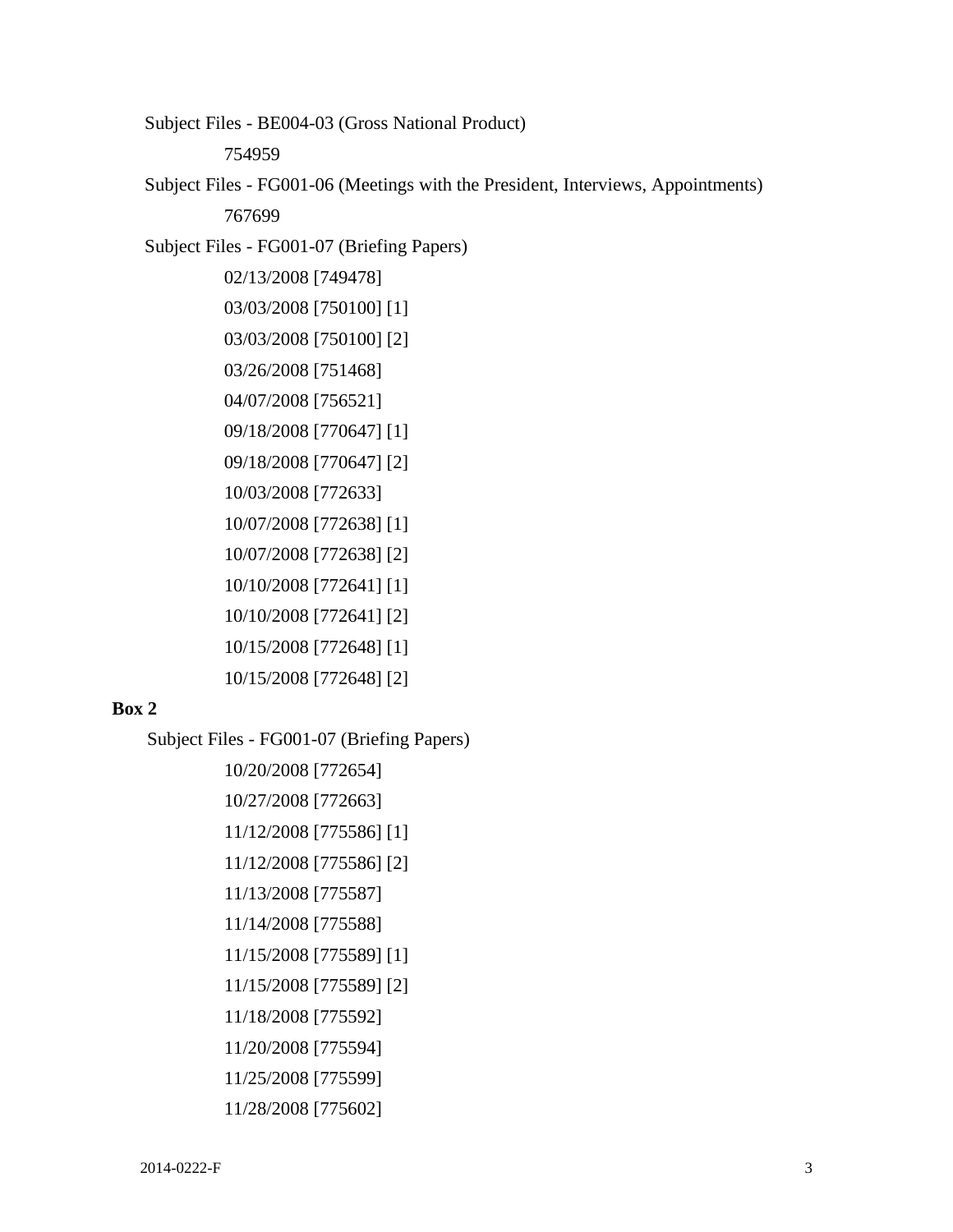Subject Files - BE004-03 (Gross National Product)

754959

Subject Files - FG001-06 (Meetings with the President, Interviews, Appointments)

767699

Subject Files - FG001-07 (Briefing Papers)

02/13/2008 [749478]

03/03/2008 [750100] [1]

03/03/2008 [750100] [2]

03/26/2008 [751468]

04/07/2008 [756521]

09/18/2008 [770647] [1]

09/18/2008 [770647] [2]

10/03/2008 [772633]

10/07/2008 [772638] [1]

10/07/2008 [772638] [2]

10/10/2008 [772641] [1]

10/10/2008 [772641] [2]

10/15/2008 [772648] [1]

10/15/2008 [772648] [2]

**Box 2**

Subject Files - FG001-07 (Briefing Papers)

10/20/2008 [772654]

10/27/2008 [772663]

11/12/2008 [775586] [1]

11/12/2008 [775586] [2]

11/13/2008 [775587]

11/14/2008 [775588]

11/15/2008 [775589] [1]

11/15/2008 [775589] [2]

11/18/2008 [775592]

11/20/2008 [775594]

11/25/2008 [775599]

11/28/2008 [775602]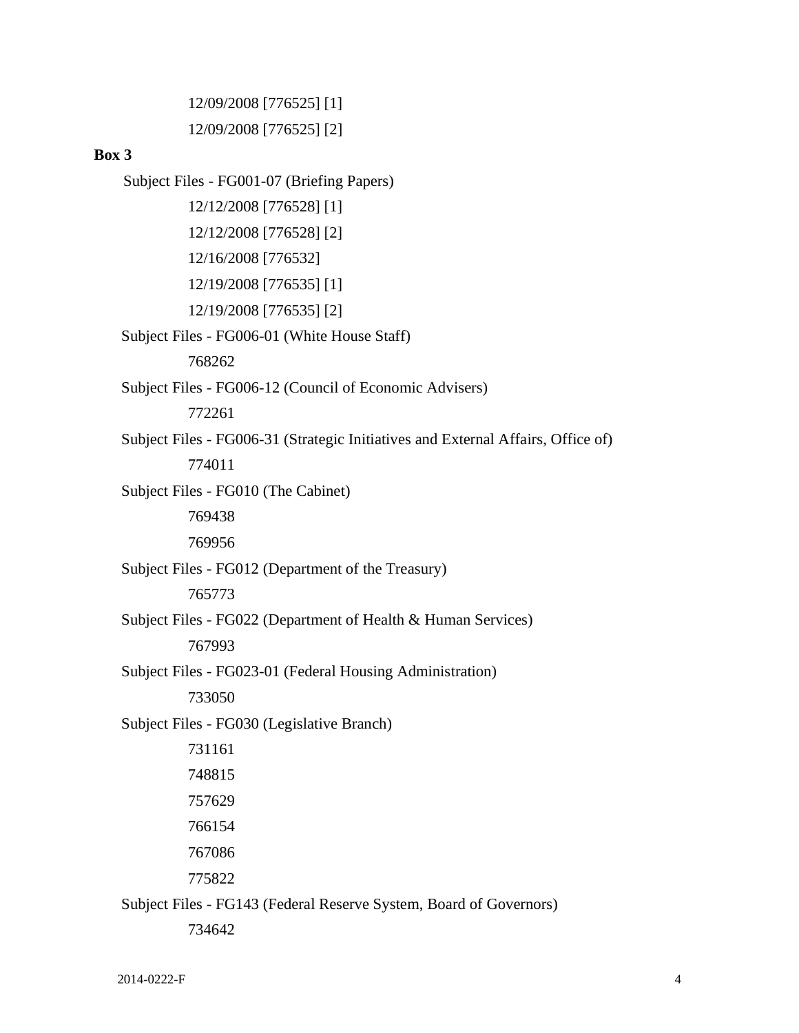12/09/2008 [776525] [1]

12/09/2008 [776525] [2]

**Box 3**

Subject Files - FG001-07 (Briefing Papers)

12/12/2008 [776528] [1]

12/12/2008 [776528] [2]

12/16/2008 [776532]

12/19/2008 [776535] [1]

12/19/2008 [776535] [2]

Subject Files - FG006-01 (White House Staff)

768262

Subject Files - FG006-12 (Council of Economic Advisers)

772261

Subject Files - FG006-31 (Strategic Initiatives and External Affairs, Office of)

774011

Subject Files - FG010 (The Cabinet)

769438

769956

Subject Files - FG012 (Department of the Treasury)

765773

Subject Files - FG022 (Department of Health & Human Services)

767993

Subject Files - FG023-01 (Federal Housing Administration)

733050

Subject Files - FG030 (Legislative Branch)

731161

748815

757629

766154

767086

775822

Subject Files - FG143 (Federal Reserve System, Board of Governors)

734642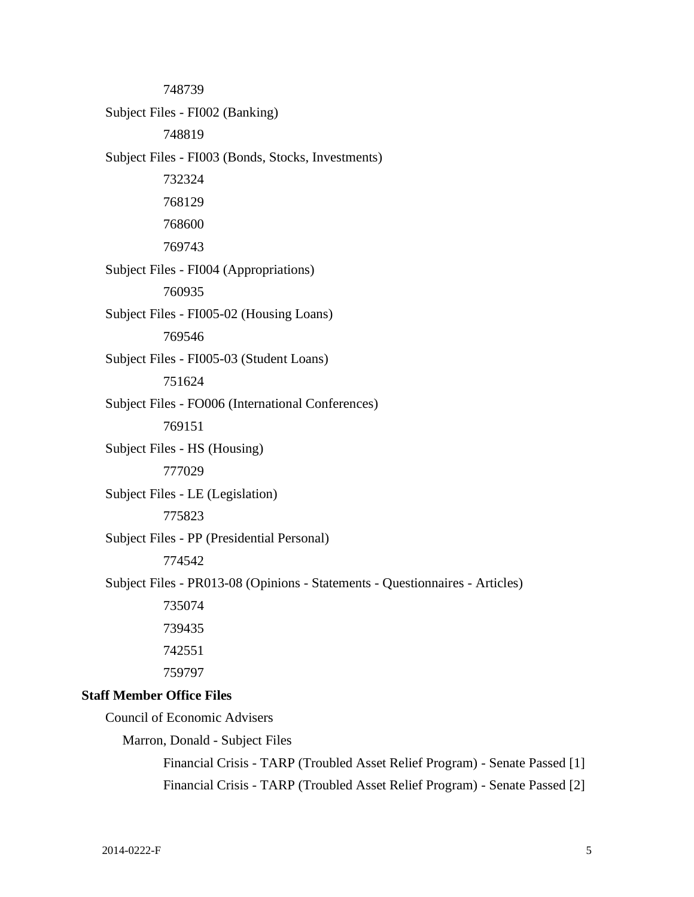748739

Subject Files - FI002 (Banking)

748819

Subject Files - FI003 (Bonds, Stocks, Investments)

732324

768129

768600

769743

Subject Files - FI004 (Appropriations)

760935

Subject Files - FI005-02 (Housing Loans)

769546

Subject Files - FI005-03 (Student Loans)

751624

Subject Files - FO006 (International Conferences)

769151

Subject Files - HS (Housing)

777029

Subject Files - LE (Legislation)

775823

Subject Files - PP (Presidential Personal)

774542

Subject Files - PR013-08 (Opinions - Statements - Questionnaires - Articles)

735074

739435

742551

759797

**Staff Member Office Files**

Council of Economic Advisers

Marron, Donald - Subject Files

Financial Crisis - TARP (Troubled Asset Relief Program) - Senate Passed [1]

Financial Crisis - TARP (Troubled Asset Relief Program) - Senate Passed [2]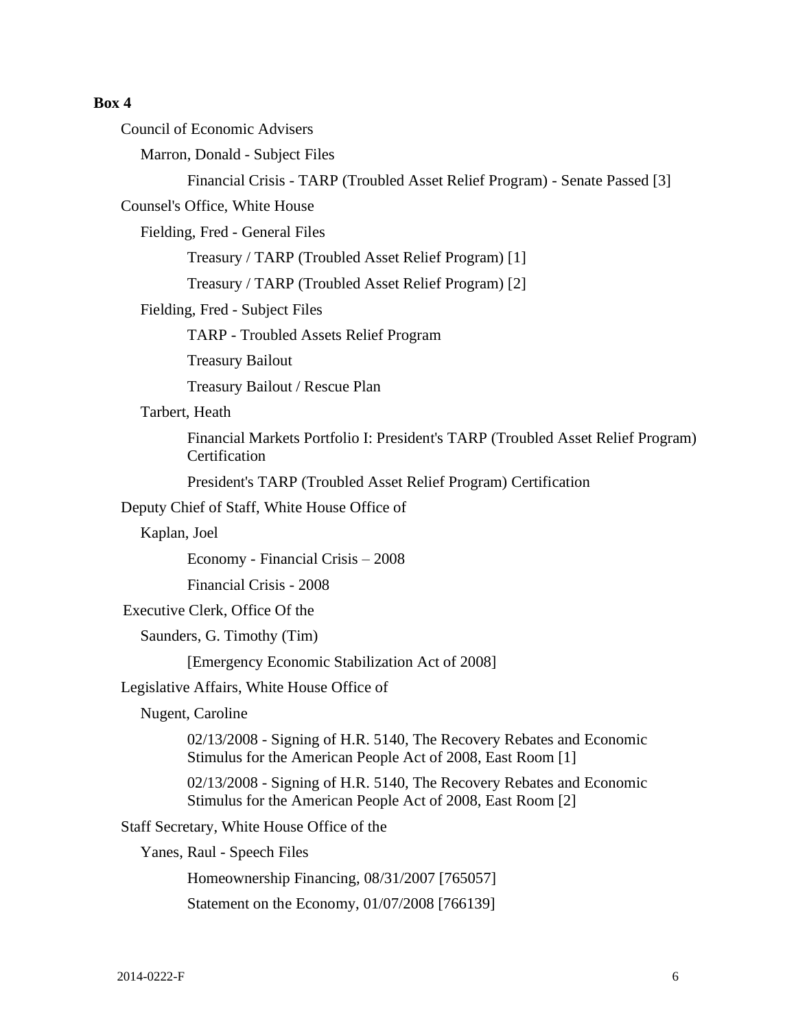**Box 4**

- Council of Economic Advisers
  - Marron, Donald - Subject Files
    - Financial Crisis - TARP (Troubled Asset Relief Program) - Senate Passed [3]
- Counsel's Office, White House
  - Fielding, Fred - General Files
    - Treasury / TARP (Troubled Asset Relief Program) [1]
    - Treasury / TARP (Troubled Asset Relief Program) [2]
  - Fielding, Fred - Subject Files
    - TARP - Troubled Assets Relief Program
    - Treasury Bailout
    - Treasury Bailout / Rescue Plan
  - Tarbert, Heath
    - Financial Markets Portfolio I: President's TARP (Troubled Asset Relief Program) Certification
    - President's TARP (Troubled Asset Relief Program) Certification
- Deputy Chief of Staff, White House Office of
  - Kaplan, Joel
    - Economy - Financial Crisis – 2008
    - Financial Crisis - 2008
- Executive Clerk, Office Of the
  - Saunders, G. Timothy (Tim)
    - [Emergency Economic Stabilization Act of 2008]
- Legislative Affairs, White House Office of
  - Nugent, Caroline
    - 02/13/2008 - Signing of H.R. 5140, The Recovery Rebates and Economic Stimulus for the American People Act of 2008, East Room [1]
    - 02/13/2008 - Signing of H.R. 5140, The Recovery Rebates and Economic Stimulus for the American People Act of 2008, East Room [2]
- Staff Secretary, White House Office of the
  - Yanes, Raul - Speech Files
    - Homeownership Financing, 08/31/2007 [765057]
    - Statement on the Economy, 01/07/2008 [766139]

2014-0222-F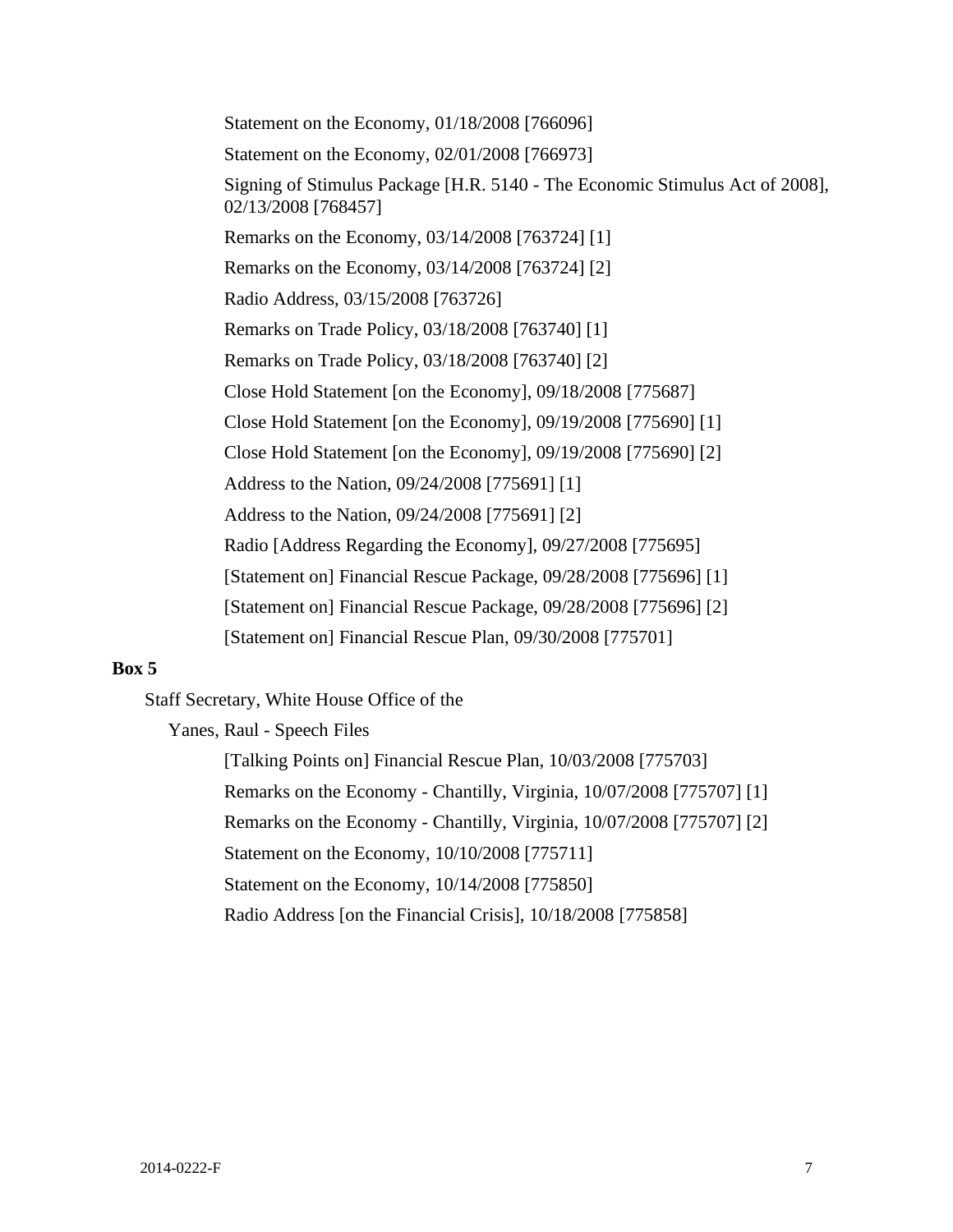Statement on the Economy, 01/18/2008 [766096]

Statement on the Economy, 02/01/2008 [766973]

Signing of Stimulus Package [H.R. 5140 - The Economic Stimulus Act of 2008], 02/13/2008 [768457]

Remarks on the Economy, 03/14/2008 [763724] [1]

Remarks on the Economy, 03/14/2008 [763724] [2]

Radio Address, 03/15/2008 [763726]

Remarks on Trade Policy, 03/18/2008 [763740] [1]

Remarks on Trade Policy, 03/18/2008 [763740] [2]

Close Hold Statement [on the Economy], 09/18/2008 [775687]

Close Hold Statement [on the Economy], 09/19/2008 [775690] [1]

Close Hold Statement [on the Economy], 09/19/2008 [775690] [2]

Address to the Nation, 09/24/2008 [775691] [1]

Address to the Nation, 09/24/2008 [775691] [2]

Radio [Address Regarding the Economy], 09/27/2008 [775695]

[Statement on] Financial Rescue Package, 09/28/2008 [775696] [1]

[Statement on] Financial Rescue Package, 09/28/2008 [775696] [2]

[Statement on] Financial Rescue Plan, 09/30/2008 [775701]

**Box 5**

Staff Secretary, White House Office of the

Yanes, Raul - Speech Files

[Talking Points on] Financial Rescue Plan, 10/03/2008 [775703]

Remarks on the Economy - Chantilly, Virginia, 10/07/2008 [775707] [1]

Remarks on the Economy - Chantilly, Virginia, 10/07/2008 [775707] [2]

Statement on the Economy, 10/10/2008 [775711]

Statement on the Economy, 10/14/2008 [775850]

Radio Address [on the Financial Crisis], 10/18/2008 [775858]